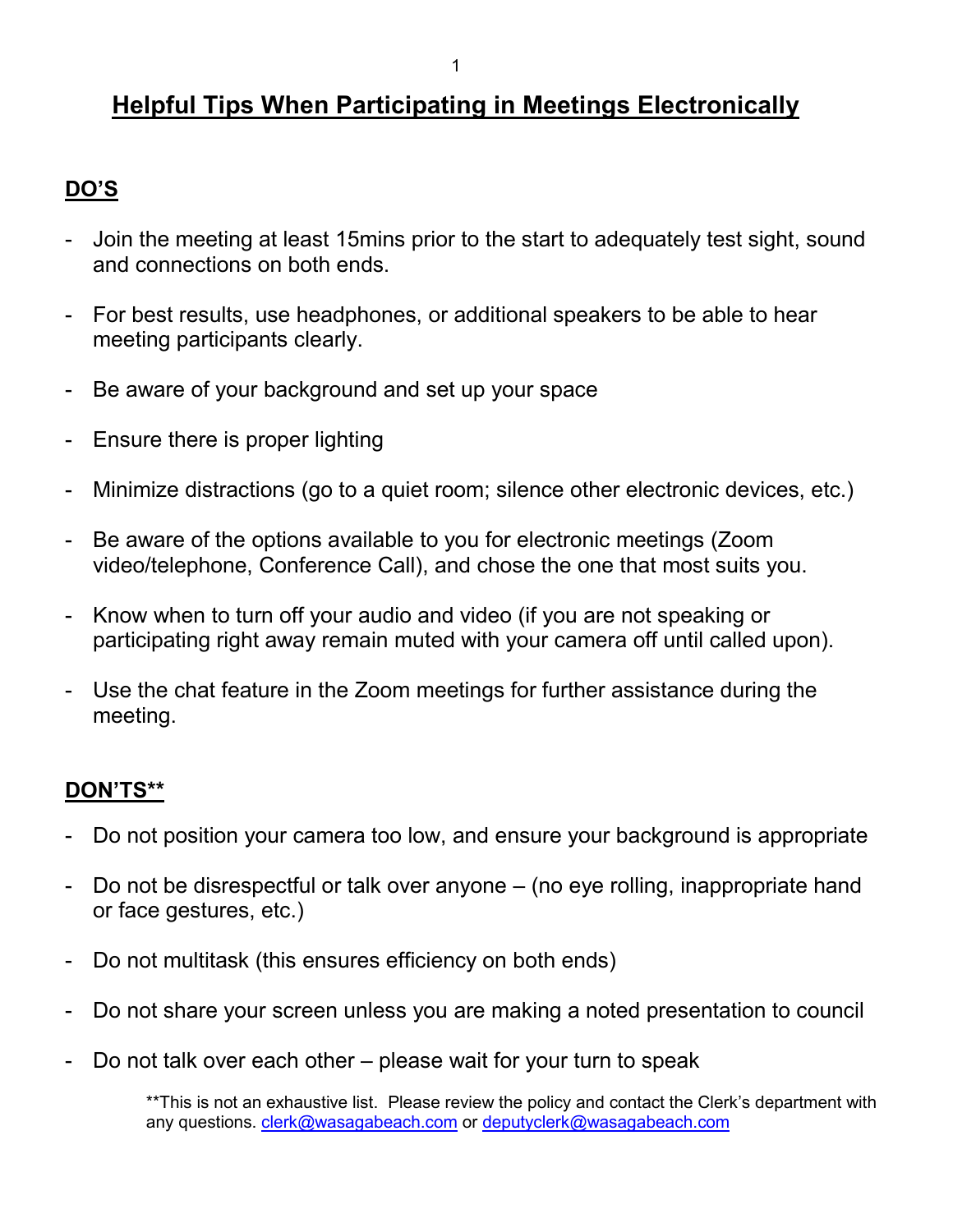# Helpful Tips When Participating in Meetings Electronically

## DO'S

- Join the meeting at least 15mins prior to the start to adequately test sight, sound and connections on both ends.
- For best results, use headphones, or additional speakers to be able to hear meeting participants clearly.
- Be aware of your background and set up your space
- Ensure there is proper lighting
- Minimize distractions (go to a quiet room; silence other electronic devices, etc.)
- Be aware of the options available to you for electronic meetings (Zoom video/telephone, Conference Call), and chose the one that most suits you.
- Know when to turn off your audio and video (if you are not speaking or participating right away remain muted with your camera off until called upon).
- Use the chat feature in the Zoom meetings for further assistance during the meeting.

## DON'TS**

- Do not position your camera too low, and ensure your background is appropriate
- Do not be disrespectful or talk over anyone – (no eye rolling, inappropriate hand or face gestures, etc.)
- Do not multitask (this ensures efficiency on both ends)
- Do not share your screen unless you are making a noted presentation to council
- Do not talk over each other – please wait for your turn to speak

**This is not an exhaustive list. Please review the policy and contact the Clerk's department with any questions. clerk@wasagabeach.com or deputyclerk@wasagabeach.com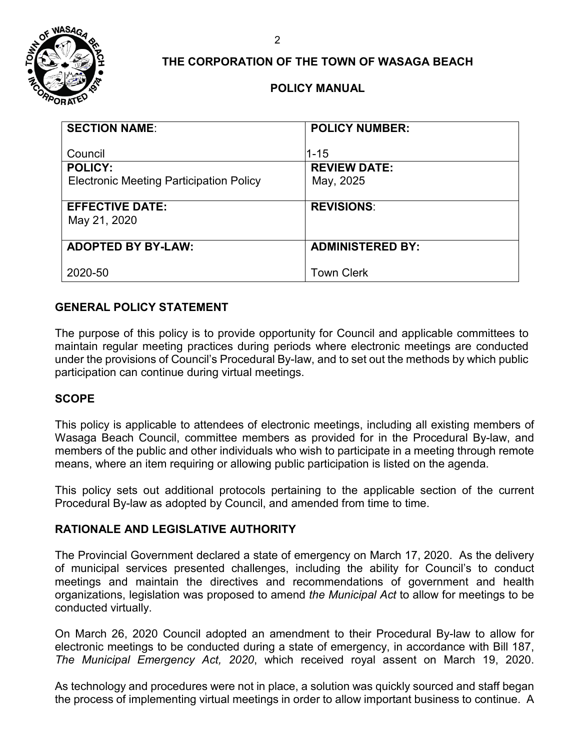**THE CORPORATION OF THE TOWN OF WASAGA BEACH**

**POLICY MANUAL**

| **SECTION NAME**: Council | **POLICY NUMBER:** 1-15 |
|---|---|
| **POLICY:** Electronic Meeting Participation Policy | **REVIEW DATE:** May, 2025 |
| **EFFECTIVE DATE:** May 21, 2020 | **REVISIONS**: |
| **ADOPTED BY BY-LAW:** 2020-50 | **ADMINISTERED BY:** Town Clerk |

## GENERAL POLICY STATEMENT

The purpose of this policy is to provide opportunity for Council and applicable committees to maintain regular meeting practices during periods where electronic meetings are conducted under the provisions of Council's Procedural By-law, and to set out the methods by which public participation can continue during virtual meetings.

## SCOPE

This policy is applicable to attendees of electronic meetings, including all existing members of Wasaga Beach Council, committee members as provided for in the Procedural By-law, and members of the public and other individuals who wish to participate in a meeting through remote means, where an item requiring or allowing public participation is listed on the agenda.

This policy sets out additional protocols pertaining to the applicable section of the current Procedural By-law as adopted by Council, and amended from time to time.

## RATIONALE AND LEGISLATIVE AUTHORITY

The Provincial Government declared a state of emergency on March 17, 2020. As the delivery of municipal services presented challenges, including the ability for Council's to conduct meetings and maintain the directives and recommendations of government and health organizations, legislation was proposed to amend *the Municipal Act* to allow for meetings to be conducted virtually.

On March 26, 2020 Council adopted an amendment to their Procedural By-law to allow for electronic meetings to be conducted during a state of emergency, in accordance with Bill 187, *The Municipal Emergency Act, 2020*, which received royal assent on March 19, 2020.

As technology and procedures were not in place, a solution was quickly sourced and staff began the process of implementing virtual meetings in order to allow important business to continue. A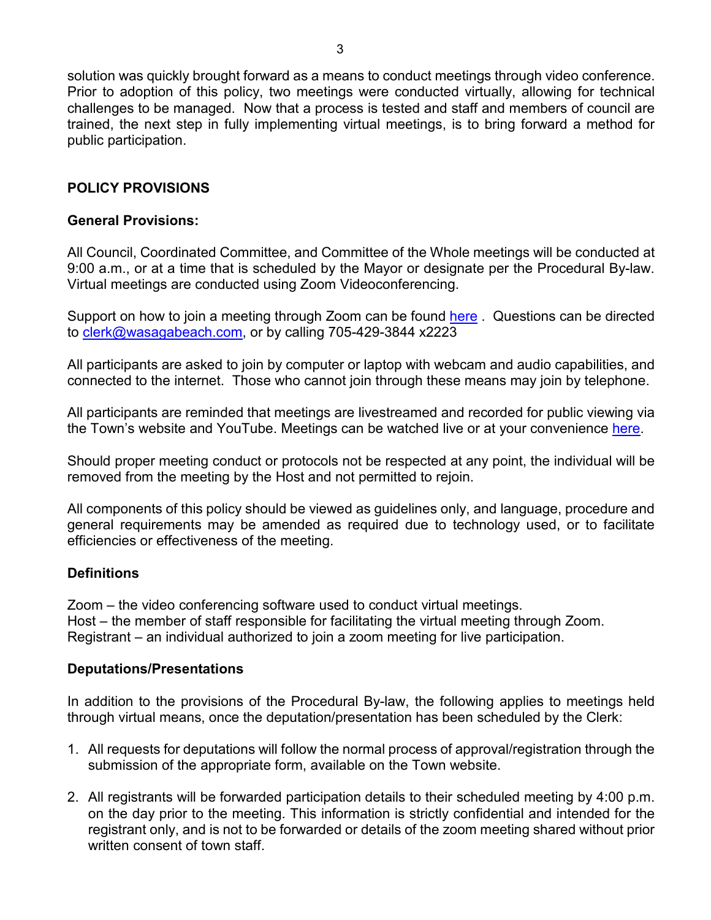solution was quickly brought forward as a means to conduct meetings through video conference. Prior to adoption of this policy, two meetings were conducted virtually, allowing for technical challenges to be managed. Now that a process is tested and staff and members of council are trained, the next step in fully implementing virtual meetings, is to bring forward a method for public participation.

## POLICY PROVISIONS

### General Provisions:

All Council, Coordinated Committee, and Committee of the Whole meetings will be conducted at 9:00 a.m., or at a time that is scheduled by the Mayor or designate per the Procedural By-law. Virtual meetings are conducted using Zoom Videoconferencing.

Support on how to join a meeting through Zoom can be found here . Questions can be directed to clerk@wasagabeach.com, or by calling 705-429-3844 x2223

All participants are asked to join by computer or laptop with webcam and audio capabilities, and connected to the internet. Those who cannot join through these means may join by telephone.

All participants are reminded that meetings are livestreamed and recorded for public viewing via the Town's website and YouTube. Meetings can be watched live or at your convenience here.

Should proper meeting conduct or protocols not be respected at any point, the individual will be removed from the meeting by the Host and not permitted to rejoin.

All components of this policy should be viewed as guidelines only, and language, procedure and general requirements may be amended as required due to technology used, or to facilitate efficiencies or effectiveness of the meeting.

### Definitions

Zoom – the video conferencing software used to conduct virtual meetings.
Host – the member of staff responsible for facilitating the virtual meeting through Zoom.
Registrant – an individual authorized to join a zoom meeting for live participation.

### Deputations/Presentations

In addition to the provisions of the Procedural By-law, the following applies to meetings held through virtual means, once the deputation/presentation has been scheduled by the Clerk:

1. All requests for deputations will follow the normal process of approval/registration through the submission of the appropriate form, available on the Town website.

2. All registrants will be forwarded participation details to their scheduled meeting by 4:00 p.m. on the day prior to the meeting. This information is strictly confidential and intended for the registrant only, and is not to be forwarded or details of the zoom meeting shared without prior written consent of town staff.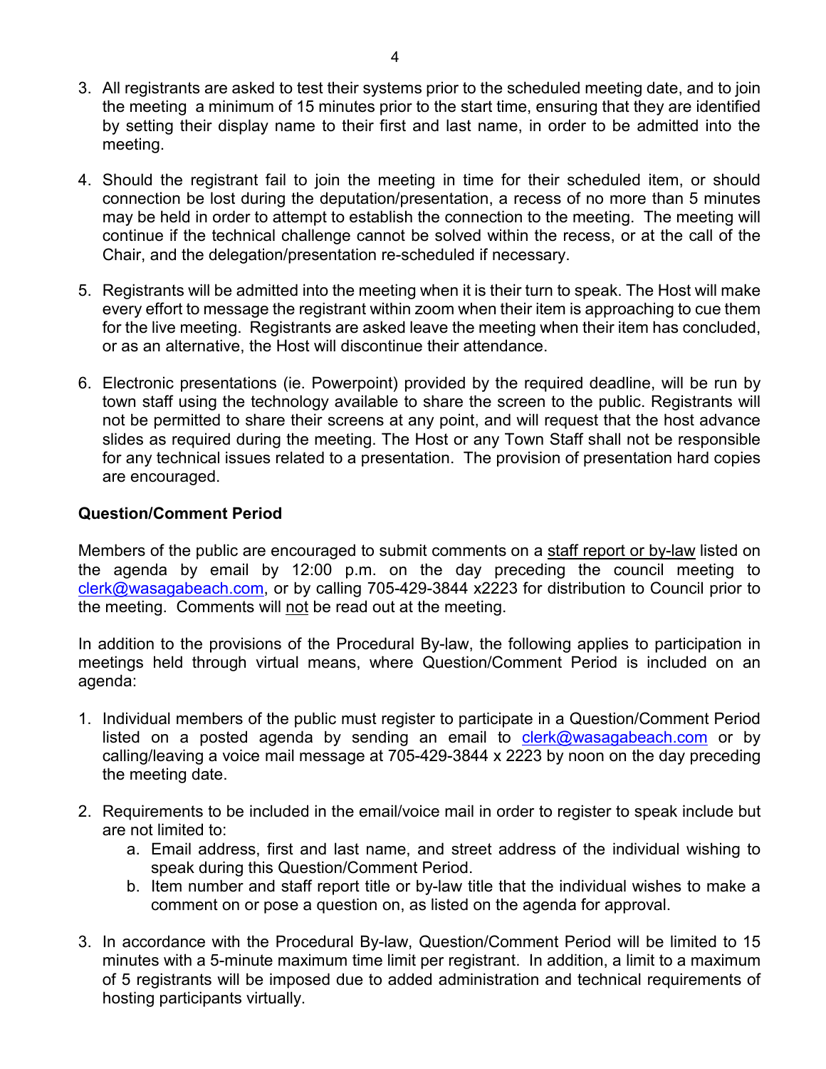3. All registrants are asked to test their systems prior to the scheduled meeting date, and to join the meeting  a minimum of 15 minutes prior to the start time, ensuring that they are identified by setting their display name to their first and last name, in order to be admitted into the meeting.

4. Should the registrant fail to join the meeting in time for their scheduled item, or should connection be lost during the deputation/presentation, a recess of no more than 5 minutes may be held in order to attempt to establish the connection to the meeting.  The meeting will continue if the technical challenge cannot be solved within the recess, or at the call of the Chair, and the delegation/presentation re-scheduled if necessary.

5. Registrants will be admitted into the meeting when it is their turn to speak. The Host will make every effort to message the registrant within zoom when their item is approaching to cue them for the live meeting.  Registrants are asked leave the meeting when their item has concluded, or as an alternative, the Host will discontinue their attendance.

6. Electronic presentations (ie. Powerpoint) provided by the required deadline, will be run by town staff using the technology available to share the screen to the public. Registrants will not be permitted to share their screens at any point, and will request that the host advance slides as required during the meeting. The Host or any Town Staff shall not be responsible for any technical issues related to a presentation.  The provision of presentation hard copies are encouraged.

**Question/Comment Period**

Members of the public are encouraged to submit comments on a staff report or by-law listed on the agenda by email by 12:00 p.m. on the day preceding the council meeting to clerk@wasagabeach.com, or by calling 705-429-3844 x2223 for distribution to Council prior to the meeting.  Comments will not be read out at the meeting.

In addition to the provisions of the Procedural By-law, the following applies to participation in meetings held through virtual means, where Question/Comment Period is included on an agenda:

1. Individual members of the public must register to participate in a Question/Comment Period listed on a posted agenda by sending an email to clerk@wasagabeach.com or by calling/leaving a voice mail message at 705-429-3844 x 2223 by noon on the day preceding the meeting date.

2. Requirements to be included in the email/voice mail in order to register to speak include but are not limited to:
   a. Email address, first and last name, and street address of the individual wishing to speak during this Question/Comment Period.
   b. Item number and staff report title or by-law title that the individual wishes to make a comment on or pose a question on, as listed on the agenda for approval.

3. In accordance with the Procedural By-law, Question/Comment Period will be limited to 15 minutes with a 5-minute maximum time limit per registrant.  In addition, a limit to a maximum of 5 registrants will be imposed due to added administration and technical requirements of hosting participants virtually.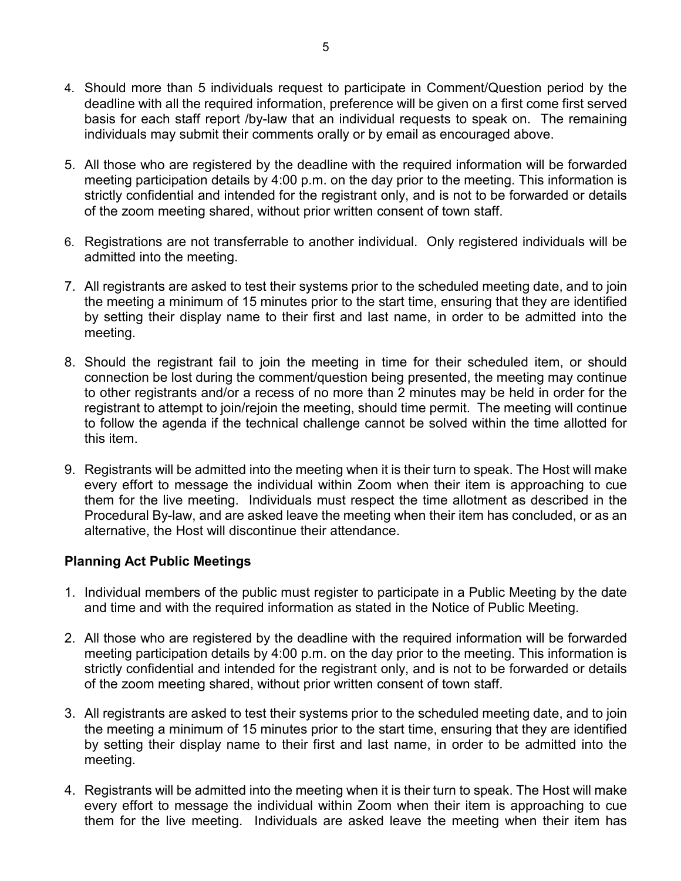4. Should more than 5 individuals request to participate in Comment/Question period by the deadline with all the required information, preference will be given on a first come first served basis for each staff report /by-law that an individual requests to speak on. The remaining individuals may submit their comments orally or by email as encouraged above.

5. All those who are registered by the deadline with the required information will be forwarded meeting participation details by 4:00 p.m. on the day prior to the meeting. This information is strictly confidential and intended for the registrant only, and is not to be forwarded or details of the zoom meeting shared, without prior written consent of town staff.

6. Registrations are not transferrable to another individual. Only registered individuals will be admitted into the meeting.

7. All registrants are asked to test their systems prior to the scheduled meeting date, and to join the meeting a minimum of 15 minutes prior to the start time, ensuring that they are identified by setting their display name to their first and last name, in order to be admitted into the meeting.

8. Should the registrant fail to join the meeting in time for their scheduled item, or should connection be lost during the comment/question being presented, the meeting may continue to other registrants and/or a recess of no more than 2 minutes may be held in order for the registrant to attempt to join/rejoin the meeting, should time permit. The meeting will continue to follow the agenda if the technical challenge cannot be solved within the time allotted for this item.

9. Registrants will be admitted into the meeting when it is their turn to speak. The Host will make every effort to message the individual within Zoom when their item is approaching to cue them for the live meeting. Individuals must respect the time allotment as described in the Procedural By-law, and are asked leave the meeting when their item has concluded, or as an alternative, the Host will discontinue their attendance.

**Planning Act Public Meetings**

1. Individual members of the public must register to participate in a Public Meeting by the date and time and with the required information as stated in the Notice of Public Meeting.

2. All those who are registered by the deadline with the required information will be forwarded meeting participation details by 4:00 p.m. on the day prior to the meeting. This information is strictly confidential and intended for the registrant only, and is not to be forwarded or details of the zoom meeting shared, without prior written consent of town staff.

3. All registrants are asked to test their systems prior to the scheduled meeting date, and to join the meeting a minimum of 15 minutes prior to the start time, ensuring that they are identified by setting their display name to their first and last name, in order to be admitted into the meeting.

4. Registrants will be admitted into the meeting when it is their turn to speak. The Host will make every effort to message the individual within Zoom when their item is approaching to cue them for the live meeting. Individuals are asked leave the meeting when their item has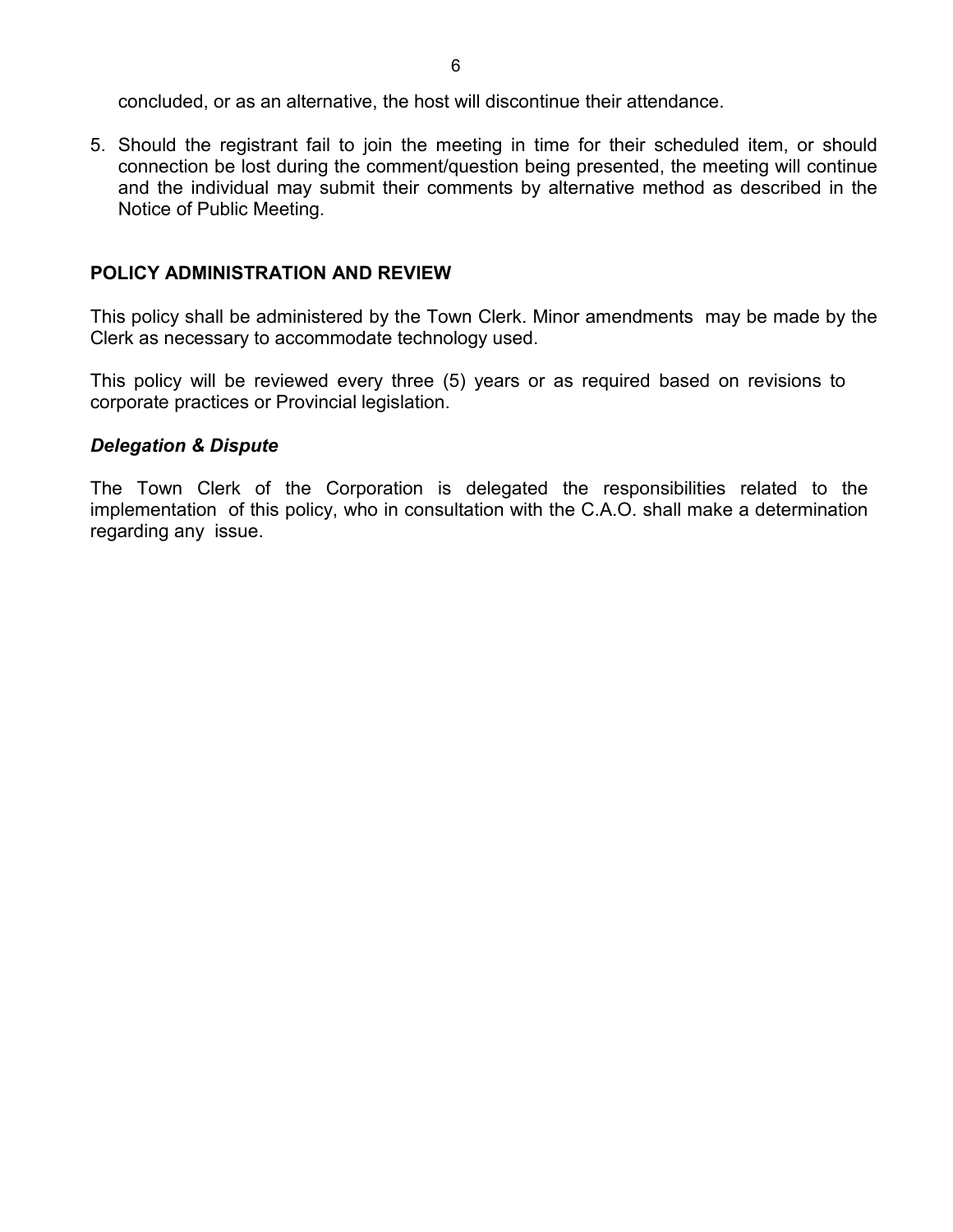concluded, or as an alternative, the host will discontinue their attendance.

5. Should the registrant fail to join the meeting in time for their scheduled item, or should connection be lost during the comment/question being presented, the meeting will continue and the individual may submit their comments by alternative method as described in the Notice of Public Meeting.

## POLICY ADMINISTRATION AND REVIEW

This policy shall be administered by the Town Clerk. Minor amendments may be made by the Clerk as necessary to accommodate technology used.

This policy will be reviewed every three (5) years or as required based on revisions to corporate practices or Provincial legislation.

### *Delegation & Dispute*

The Town Clerk of the Corporation is delegated the responsibilities related to the implementation of this policy, who in consultation with the C.A.O. shall make a determination regarding any issue.